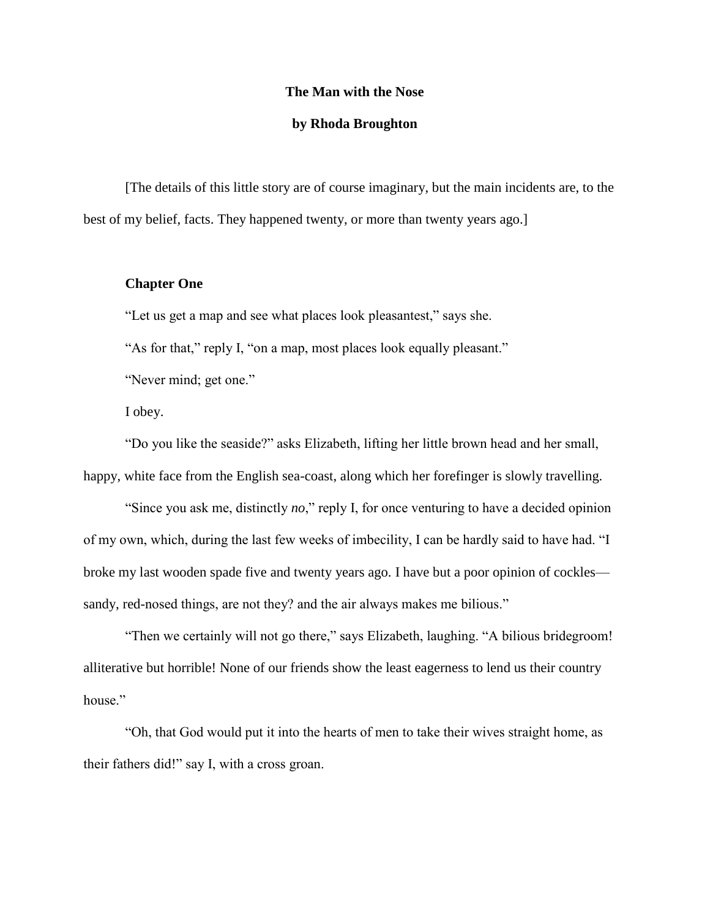# The Man with the Nose

## by Rhoda Broughton

[The details of this little story are of course imaginary, but the main incidents are, to the best of my belief, facts. They happened twenty, or more than twenty years ago.]

### Chapter One

"Let us get a map and see what places look pleasantest," says she.

"As for that," reply I, "on a map, most places look equally pleasant."

"Never mind; get one."

I obey.

"Do you like the seaside?" asks Elizabeth, lifting her little brown head and her small, happy, white face from the English sea-coast, along which her forefinger is slowly travelling.

"Since you ask me, distinctly *no*," reply I, for once venturing to have a decided opinion of my own, which, during the last few weeks of imbecility, I can be hardly said to have had. "I broke my last wooden spade five and twenty years ago. I have but a poor opinion of cockles—sandy, red-nosed things, are not they? and the air always makes me bilious."

"Then we certainly will not go there," says Elizabeth, laughing. "A bilious bridegroom! alliterative but horrible! None of our friends show the least eagerness to lend us their country house."

"Oh, that God would put it into the hearts of men to take their wives straight home, as their fathers did!" say I, with a cross groan.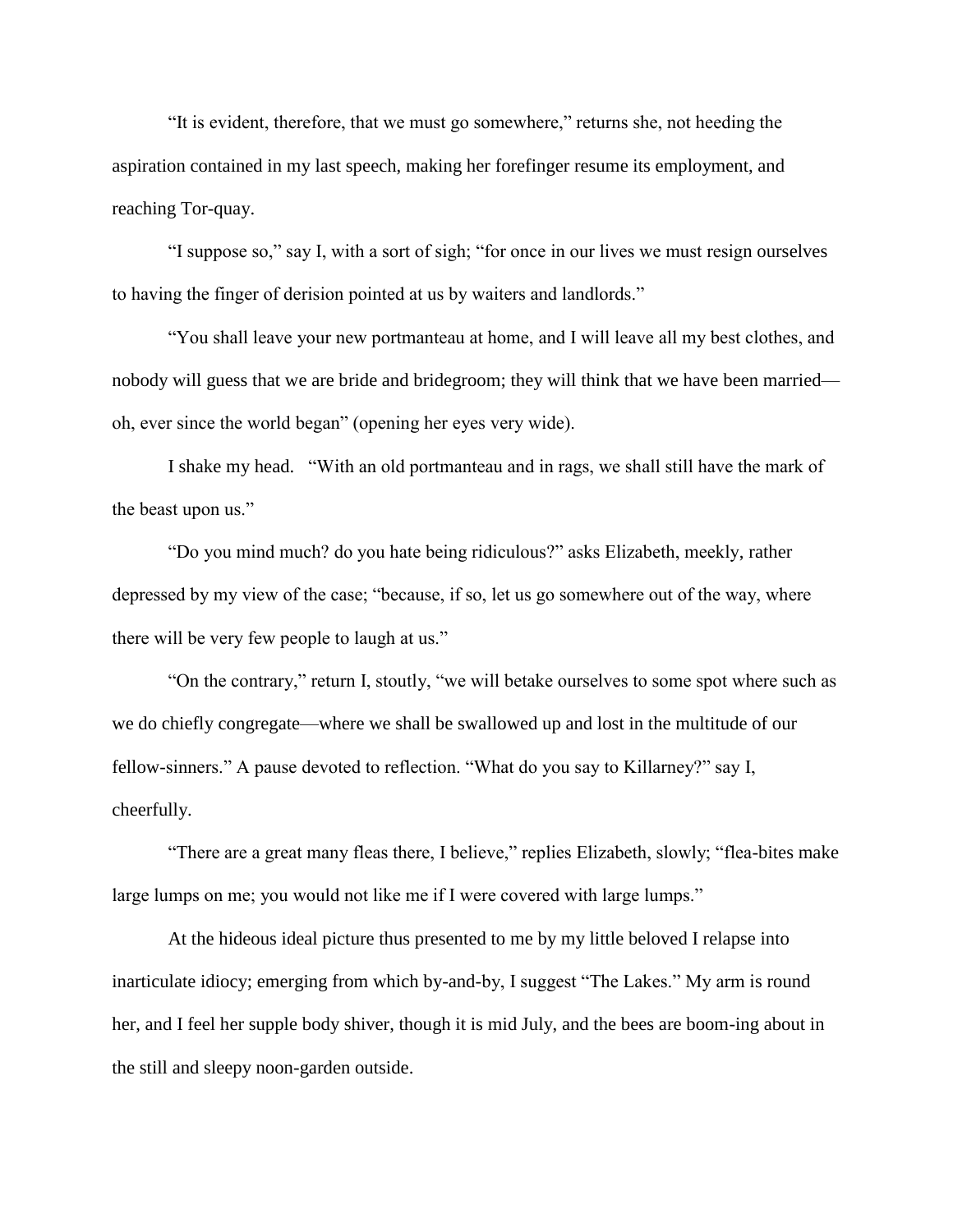"It is evident, therefore, that we must go somewhere," returns she, not heeding the aspiration contained in my last speech, making her forefinger resume its employment, and reaching Tor-quay.

"I suppose so," say I, with a sort of sigh; "for once in our lives we must resign ourselves to having the finger of derision pointed at us by waiters and landlords."

"You shall leave your new portmanteau at home, and I will leave all my best clothes, and nobody will guess that we are bride and bridegroom; they will think that we have been married—oh, ever since the world began" (opening her eyes very wide).

I shake my head. "With an old portmanteau and in rags, we shall still have the mark of the beast upon us."

"Do you mind much? do you hate being ridiculous?" asks Elizabeth, meekly, rather depressed by my view of the case; "because, if so, let us go somewhere out of the way, where there will be very few people to laugh at us."

"On the contrary," return I, stoutly, "we will betake ourselves to some spot where such as we do chiefly congregate—where we shall be swallowed up and lost in the multitude of our fellow-sinners." A pause devoted to reflection. "What do you say to Killarney?" say I, cheerfully.

"There are a great many fleas there, I believe," replies Elizabeth, slowly; "flea-bites make large lumps on me; you would not like me if I were covered with large lumps."

At the hideous ideal picture thus presented to me by my little beloved I relapse into inarticulate idiocy; emerging from which by-and-by, I suggest "The Lakes." My arm is round her, and I feel her supple body shiver, though it is mid July, and the bees are boom-ing about in the still and sleepy noon-garden outside.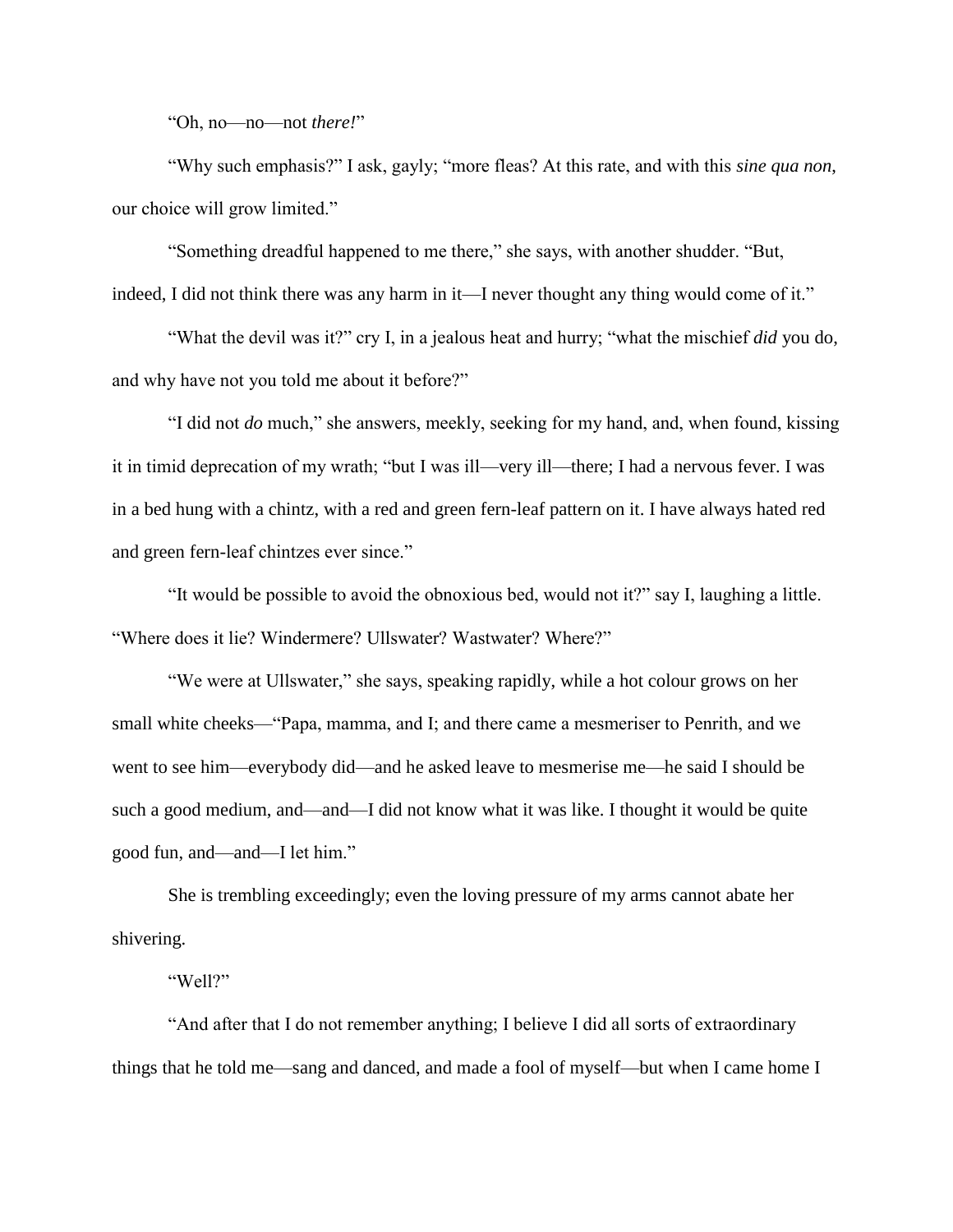"Oh, no—no—not *there!*"

"Why such emphasis?" I ask, gayly; "more fleas? At this rate, and with this *sine qua non*, our choice will grow limited."

"Something dreadful happened to me there," she says, with another shudder. "But, indeed, I did not think there was any harm in it—I never thought any thing would come of it."

"What the devil was it?" cry I, in a jealous heat and hurry; "what the mischief *did* you do, and why have not you told me about it before?"

"I did not *do* much," she answers, meekly, seeking for my hand, and, when found, kissing it in timid deprecation of my wrath; "but I was ill—very ill—there; I had a nervous fever. I was in a bed hung with a chintz, with a red and green fern-leaf pattern on it. I have always hated red and green fern-leaf chintzes ever since."

"It would be possible to avoid the obnoxious bed, would not it?" say I, laughing a little. "Where does it lie? Windermere? Ullswater? Wastwater? Where?"

"We were at Ullswater," she says, speaking rapidly, while a hot colour grows on her small white cheeks—"Papa, mamma, and I; and there came a mesmeriser to Penrith, and we went to see him—everybody did—and he asked leave to mesmerise me—he said I should be such a good medium, and—and—I did not know what it was like. I thought it would be quite good fun, and—and—I let him."

She is trembling exceedingly; even the loving pressure of my arms cannot abate her shivering.

"Well?"

"And after that I do not remember anything; I believe I did all sorts of extraordinary things that he told me—sang and danced, and made a fool of myself—but when I came home I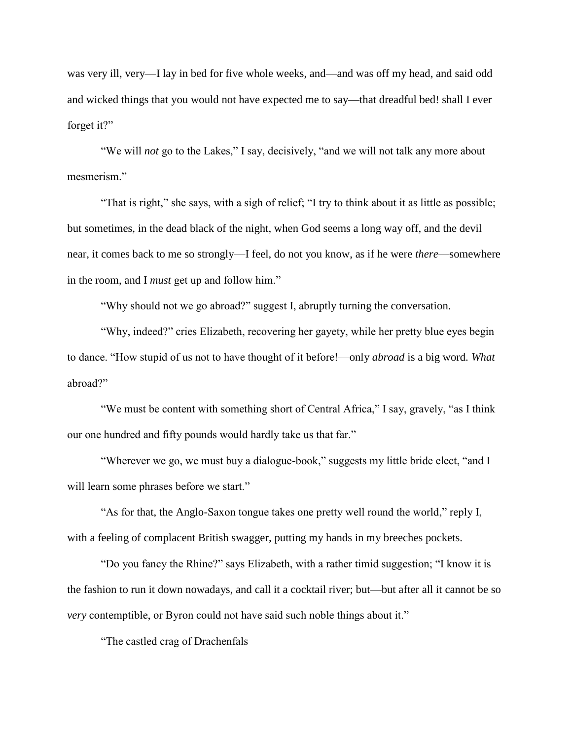was very ill, very—I lay in bed for five whole weeks, and—and was off my head, and said odd and wicked things that you would not have expected me to say—that dreadful bed! shall I ever forget it?"

"We will *not* go to the Lakes," I say, decisively, "and we will not talk any more about mesmerism."

"That is right," she says, with a sigh of relief; "I try to think about it as little as possible; but sometimes, in the dead black of the night, when God seems a long way off, and the devil near, it comes back to me so strongly—I feel, do not you know, as if he were *there*—somewhere in the room, and I *must* get up and follow him."

"Why should not we go abroad?" suggest I, abruptly turning the conversation.

"Why, indeed?" cries Elizabeth, recovering her gayety, while her pretty blue eyes begin to dance. "How stupid of us not to have thought of it before!—only *abroad* is a big word. *What* abroad?"

"We must be content with something short of Central Africa," I say, gravely, "as I think our one hundred and fifty pounds would hardly take us that far."

"Wherever we go, we must buy a dialogue-book," suggests my little bride elect, "and I will learn some phrases before we start."

"As for that, the Anglo-Saxon tongue takes one pretty well round the world," reply I, with a feeling of complacent British swagger, putting my hands in my breeches pockets.

"Do you fancy the Rhine?" says Elizabeth, with a rather timid suggestion; "I know it is the fashion to run it down nowadays, and call it a cocktail river; but—but after all it cannot be so *very* contemptible, or Byron could not have said such noble things about it."

"The castled crag of Drachenfals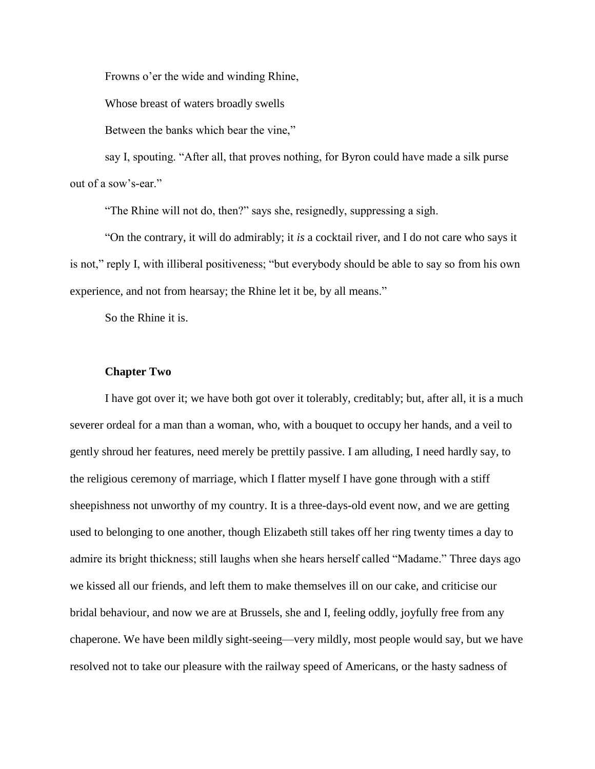Frowns o'er the wide and winding Rhine,

Whose breast of waters broadly swells

Between the banks which bear the vine,"

say I, spouting. "After all, that proves nothing, for Byron could have made a silk purse out of a sow's-ear."

"The Rhine will not do, then?" says she, resignedly, suppressing a sigh.

"On the contrary, it will do admirably; it *is* a cocktail river, and I do not care who says it is not," reply I, with illiberal positiveness; "but everybody should be able to say so from his own experience, and not from hearsay; the Rhine let it be, by all means."

So the Rhine it is.

## Chapter Two

I have got over it; we have both got over it tolerably, creditably; but, after all, it is a much severer ordeal for a man than a woman, who, with a bouquet to occupy her hands, and a veil to gently shroud her features, need merely be prettily passive. I am alluding, I need hardly say, to the religious ceremony of marriage, which I flatter myself I have gone through with a stiff sheepishness not unworthy of my country. It is a three-days-old event now, and we are getting used to belonging to one another, though Elizabeth still takes off her ring twenty times a day to admire its bright thickness; still laughs when she hears herself called "Madame." Three days ago we kissed all our friends, and left them to make themselves ill on our cake, and criticise our bridal behaviour, and now we are at Brussels, she and I, feeling oddly, joyfully free from any chaperone. We have been mildly sight-seeing—very mildly, most people would say, but we have resolved not to take our pleasure with the railway speed of Americans, or the hasty sadness of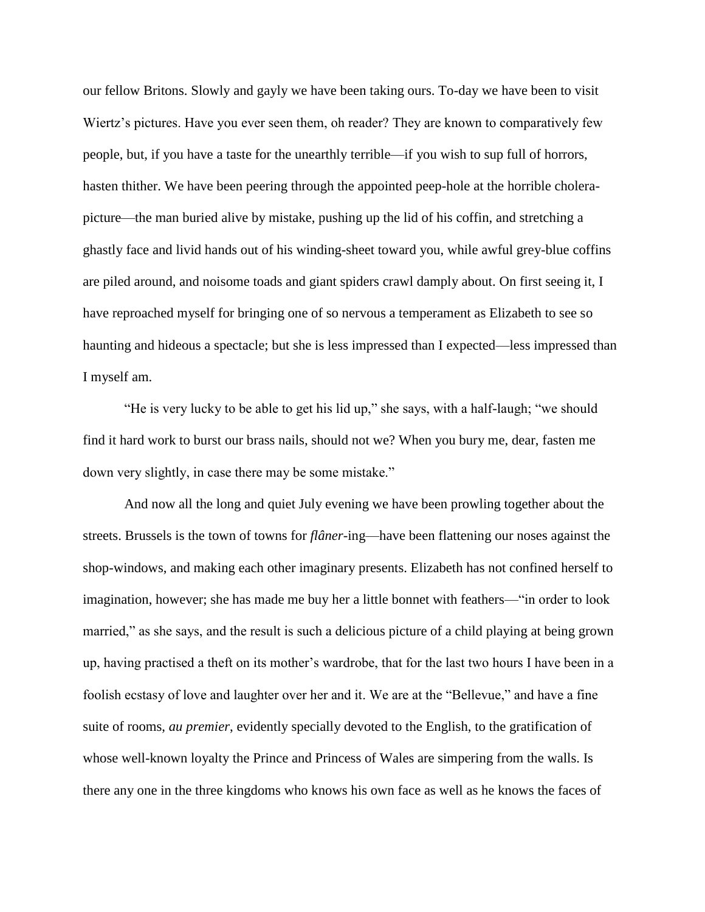our fellow Britons. Slowly and gayly we have been taking ours. To-day we have been to visit Wiertz's pictures. Have you ever seen them, oh reader? They are known to comparatively few people, but, if you have a taste for the unearthly terrible—if you wish to sup full of horrors, hasten thither. We have been peering through the appointed peep-hole at the horrible cholera-picture—the man buried alive by mistake, pushing up the lid of his coffin, and stretching a ghastly face and livid hands out of his winding-sheet toward you, while awful grey-blue coffins are piled around, and noisome toads and giant spiders crawl damply about. On first seeing it, I have reproached myself for bringing one of so nervous a temperament as Elizabeth to see so haunting and hideous a spectacle; but she is less impressed than I expected—less impressed than I myself am.

"He is very lucky to be able to get his lid up," she says, with a half-laugh; "we should find it hard work to burst our brass nails, should not we? When you bury me, dear, fasten me down very slightly, in case there may be some mistake."

And now all the long and quiet July evening we have been prowling together about the streets. Brussels is the town of towns for *flâner*-ing—have been flattening our noses against the shop-windows, and making each other imaginary presents. Elizabeth has not confined herself to imagination, however; she has made me buy her a little bonnet with feathers—"in order to look married," as she says, and the result is such a delicious picture of a child playing at being grown up, having practised a theft on its mother's wardrobe, that for the last two hours I have been in a foolish ecstasy of love and laughter over her and it. We are at the "Bellevue," and have a fine suite of rooms, *au premier*, evidently specially devoted to the English, to the gratification of whose well-known loyalty the Prince and Princess of Wales are simpering from the walls. Is there any one in the three kingdoms who knows his own face as well as he knows the faces of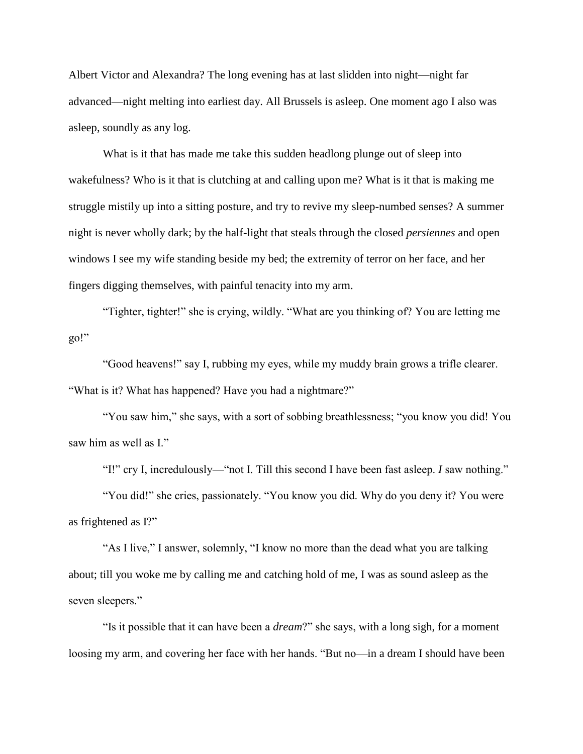Albert Victor and Alexandra? The long evening has at last slidden into night—night far advanced—night melting into earliest day. All Brussels is asleep. One moment ago I also was asleep, soundly as any log.

What is it that has made me take this sudden headlong plunge out of sleep into wakefulness? Who is it that is clutching at and calling upon me? What is it that is making me struggle mistily up into a sitting posture, and try to revive my sleep-numbed senses? A summer night is never wholly dark; by the half-light that steals through the closed *persiennes* and open windows I see my wife standing beside my bed; the extremity of terror on her face, and her fingers digging themselves, with painful tenacity into my arm.

"Tighter, tighter!" she is crying, wildly. "What are you thinking of? You are letting me go!"

"Good heavens!" say I, rubbing my eyes, while my muddy brain grows a trifle clearer. "What is it? What has happened? Have you had a nightmare?"

"You saw him," she says, with a sort of sobbing breathlessness; "you know you did! You saw him as well as I."

"I!" cry I, incredulously—"not I. Till this second I have been fast asleep. *I* saw nothing."

"You did!" she cries, passionately. "You know you did. Why do you deny it? You were as frightened as I?"

"As I live," I answer, solemnly, "I know no more than the dead what you are talking about; till you woke me by calling me and catching hold of me, I was as sound asleep as the seven sleepers."

"Is it possible that it can have been a *dream*?" she says, with a long sigh, for a moment loosing my arm, and covering her face with her hands. "But no—in a dream I should have been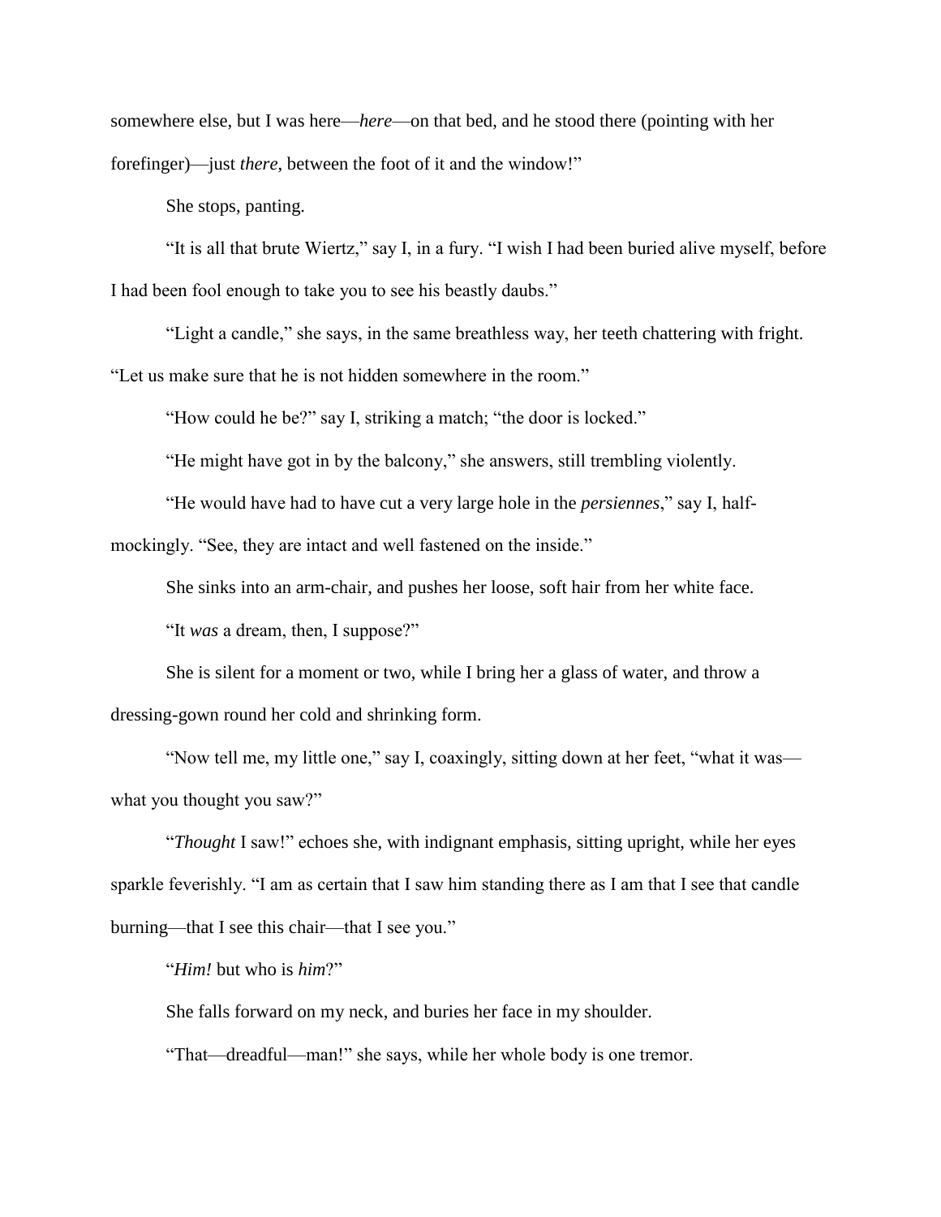somewhere else, but I was here—*here*—on that bed, and he stood there (pointing with her forefinger)—just *there*, between the foot of it and the window!"

She stops, panting.

"It is all that brute Wiertz," say I, in a fury. "I wish I had been buried alive myself, before I had been fool enough to take you to see his beastly daubs."

"Light a candle," she says, in the same breathless way, her teeth chattering with fright. "Let us make sure that he is not hidden somewhere in the room."

"How could he be?" say I, striking a match; "the door is locked."

"He might have got in by the balcony," she answers, still trembling violently.

"He would have had to have cut a very large hole in the *persiennes*," say I, half-mockingly. "See, they are intact and well fastened on the inside."

She sinks into an arm-chair, and pushes her loose, soft hair from her white face.

"It *was* a dream, then, I suppose?"

She is silent for a moment or two, while I bring her a glass of water, and throw a dressing-gown round her cold and shrinking form.

"Now tell me, my little one," say I, coaxingly, sitting down at her feet, "what it was—what you thought you saw?"

"*Thought* I saw!" echoes she, with indignant emphasis, sitting upright, while her eyes sparkle feverishly. "I am as certain that I saw him standing there as I am that I see that candle burning—that I see this chair—that I see you."

"*Him!* but who is *him*?"

She falls forward on my neck, and buries her face in my shoulder.

"That—dreadful—man!" she says, while her whole body is one tremor.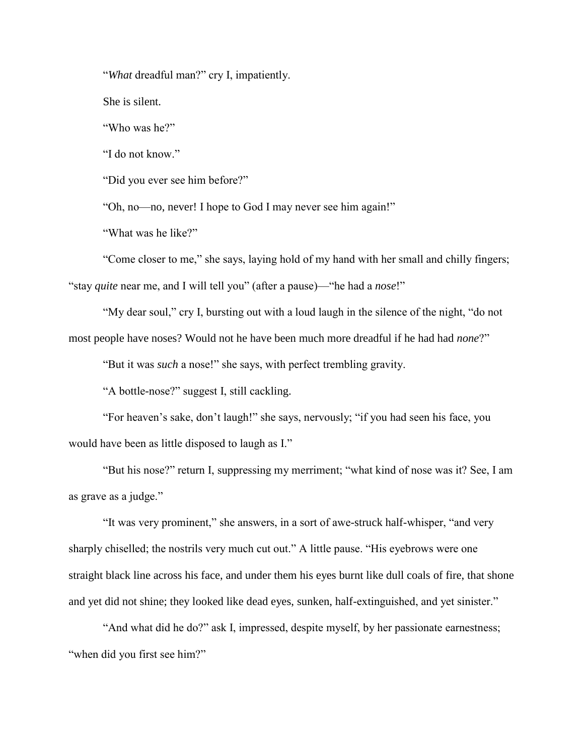"*What* dreadful man?" cry I, impatiently.

She is silent.

"Who was he?"

"I do not know."

"Did you ever see him before?"

"Oh, no—no, never! I hope to God I may never see him again!"

"What was he like?"

"Come closer to me," she says, laying hold of my hand with her small and chilly fingers; "stay *quite* near me, and I will tell you" (after a pause)—"he had a *nose*!"

"My dear soul," cry I, bursting out with a loud laugh in the silence of the night, "do not most people have noses? Would not he have been much more dreadful if he had had *none*?"

"But it was *such* a nose!" she says, with perfect trembling gravity.

"A bottle-nose?" suggest I, still cackling.

"For heaven's sake, don't laugh!" she says, nervously; "if you had seen his face, you would have been as little disposed to laugh as I."

"But his nose?" return I, suppressing my merriment; "what kind of nose was it? See, I am as grave as a judge."

"It was very prominent," she answers, in a sort of awe-struck half-whisper, "and very sharply chiselled; the nostrils very much cut out." A little pause. "His eyebrows were one straight black line across his face, and under them his eyes burnt like dull coals of fire, that shone and yet did not shine; they looked like dead eyes, sunken, half-extinguished, and yet sinister."

"And what did he do?" ask I, impressed, despite myself, by her passionate earnestness; "when did you first see him?"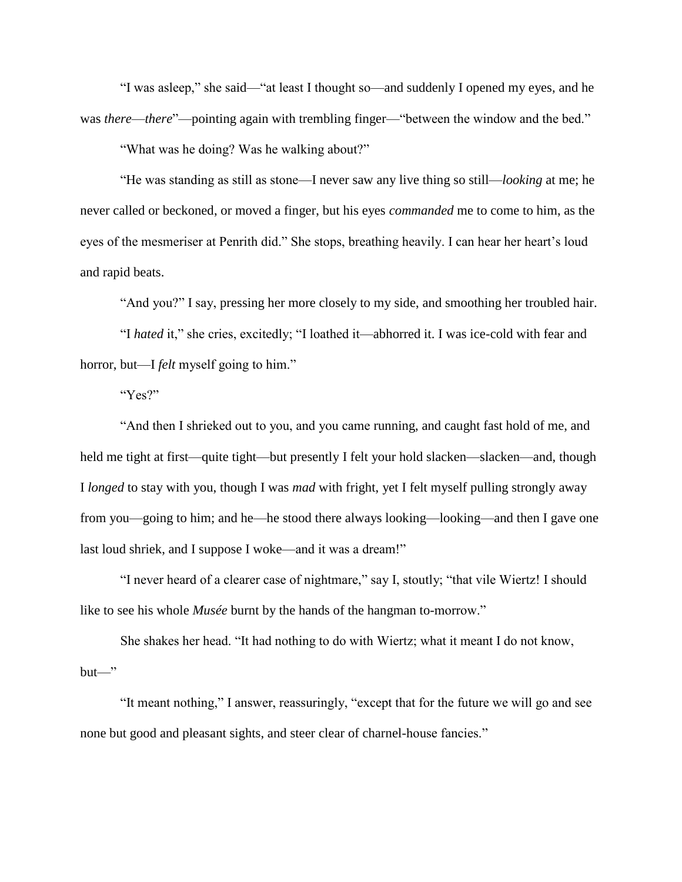"I was asleep," she said—"at least I thought so—and suddenly I opened my eyes, and he was *there*—*there*"—pointing again with trembling finger—"between the window and the bed."

"What was he doing? Was he walking about?"

"He was standing as still as stone—I never saw any live thing so still—*looking* at me; he never called or beckoned, or moved a finger, but his eyes *commanded* me to come to him, as the eyes of the mesmeriser at Penrith did." She stops, breathing heavily. I can hear her heart's loud and rapid beats.

"And you?" I say, pressing her more closely to my side, and smoothing her troubled hair.

"I *hated* it," she cries, excitedly; "I loathed it—abhorred it. I was ice-cold with fear and horror, but—I *felt* myself going to him."

"Yes?"

"And then I shrieked out to you, and you came running, and caught fast hold of me, and held me tight at first—quite tight—but presently I felt your hold slacken—slacken—and, though I *longed* to stay with you, though I was *mad* with fright, yet I felt myself pulling strongly away from you—going to him; and he—he stood there always looking—looking—and then I gave one last loud shriek, and I suppose I woke—and it was a dream!"

"I never heard of a clearer case of nightmare," say I, stoutly; "that vile Wiertz! I should like to see his whole *Musée* burnt by the hands of the hangman to-morrow."

She shakes her head. "It had nothing to do with Wiertz; what it meant I do not know, but—"

"It meant nothing," I answer, reassuringly, "except that for the future we will go and see none but good and pleasant sights, and steer clear of charnel-house fancies."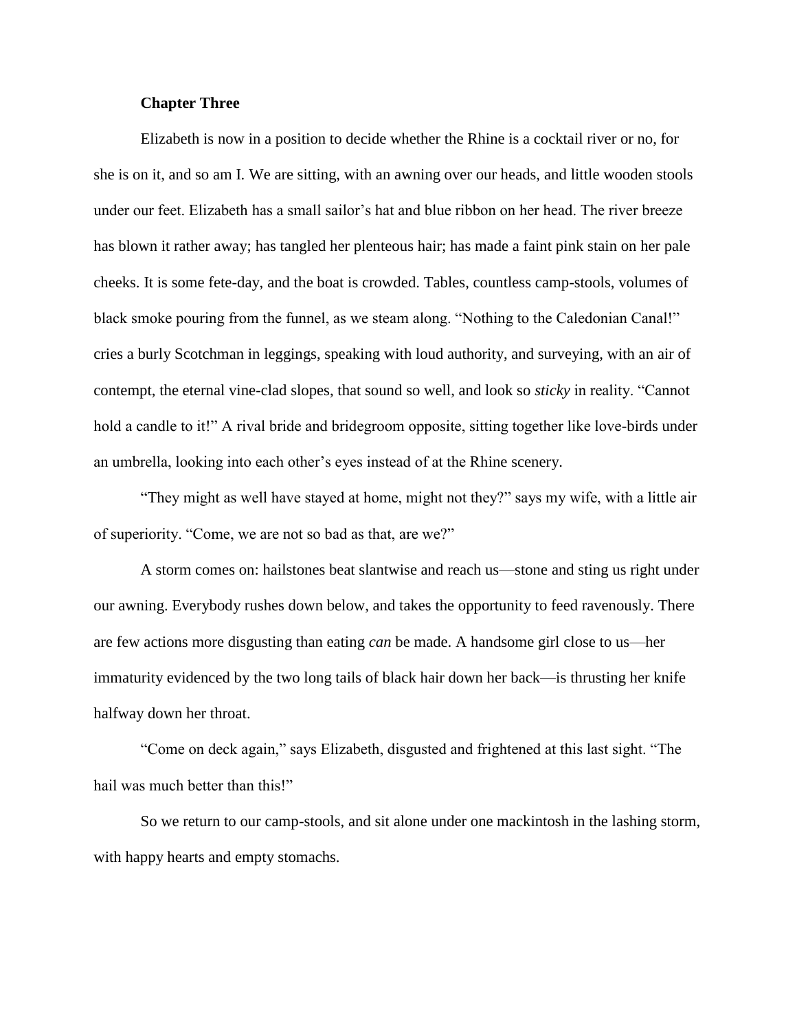**Chapter Three**

Elizabeth is now in a position to decide whether the Rhine is a cocktail river or no, for she is on it, and so am I. We are sitting, with an awning over our heads, and little wooden stools under our feet. Elizabeth has a small sailor's hat and blue ribbon on her head. The river breeze has blown it rather away; has tangled her plenteous hair; has made a faint pink stain on her pale cheeks. It is some fete-day, and the boat is crowded. Tables, countless camp-stools, volumes of black smoke pouring from the funnel, as we steam along. "Nothing to the Caledonian Canal!" cries a burly Scotchman in leggings, speaking with loud authority, and surveying, with an air of contempt, the eternal vine-clad slopes, that sound so well, and look so *sticky* in reality. "Cannot hold a candle to it!" A rival bride and bridegroom opposite, sitting together like love-birds under an umbrella, looking into each other's eyes instead of at the Rhine scenery.

"They might as well have stayed at home, might not they?" says my wife, with a little air of superiority. "Come, we are not so bad as that, are we?"

A storm comes on: hailstones beat slantwise and reach us—stone and sting us right under our awning. Everybody rushes down below, and takes the opportunity to feed ravenously. There are few actions more disgusting than eating *can* be made. A handsome girl close to us—her immaturity evidenced by the two long tails of black hair down her back—is thrusting her knife halfway down her throat.

"Come on deck again," says Elizabeth, disgusted and frightened at this last sight. "The hail was much better than this!"

So we return to our camp-stools, and sit alone under one mackintosh in the lashing storm, with happy hearts and empty stomachs.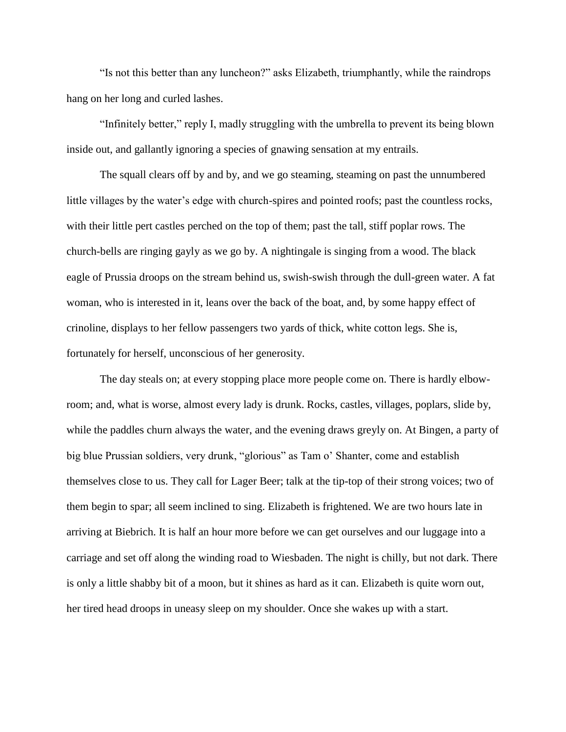“Is not this better than any luncheon?” asks Elizabeth, triumphantly, while the raindrops hang on her long and curled lashes.

“Infinitely better,” reply I, madly struggling with the umbrella to prevent its being blown inside out, and gallantly ignoring a species of gnawing sensation at my entrails.

The squall clears off by and by, and we go steaming, steaming on past the unnumbered little villages by the water’s edge with church-spires and pointed roofs; past the countless rocks, with their little pert castles perched on the top of them; past the tall, stiff poplar rows. The church-bells are ringing gayly as we go by. A nightingale is singing from a wood. The black eagle of Prussia droops on the stream behind us, swish-swish through the dull-green water. A fat woman, who is interested in it, leans over the back of the boat, and, by some happy effect of crinoline, displays to her fellow passengers two yards of thick, white cotton legs. She is, fortunately for herself, unconscious of her generosity.

The day steals on; at every stopping place more people come on. There is hardly elbow-room; and, what is worse, almost every lady is drunk. Rocks, castles, villages, poplars, slide by, while the paddles churn always the water, and the evening draws greyly on. At Bingen, a party of big blue Prussian soldiers, very drunk, “glorious” as Tam o’ Shanter, come and establish themselves close to us. They call for Lager Beer; talk at the tip-top of their strong voices; two of them begin to spar; all seem inclined to sing. Elizabeth is frightened. We are two hours late in arriving at Biebrich. It is half an hour more before we can get ourselves and our luggage into a carriage and set off along the winding road to Wiesbaden. The night is chilly, but not dark. There is only a little shabby bit of a moon, but it shines as hard as it can. Elizabeth is quite worn out, her tired head droops in uneasy sleep on my shoulder. Once she wakes up with a start.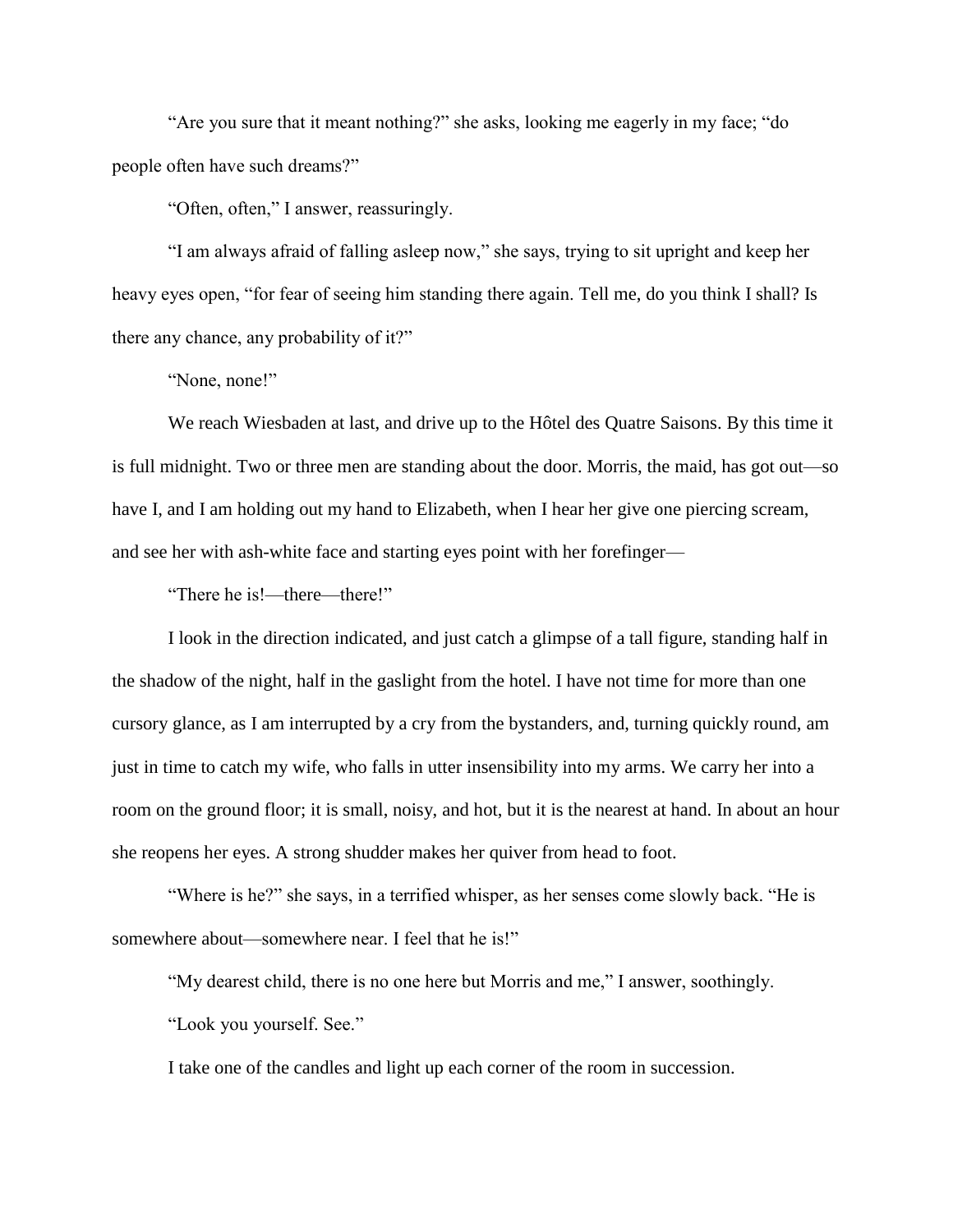"Are you sure that it meant nothing?" she asks, looking me eagerly in my face; "do people often have such dreams?"

"Often, often," I answer, reassuringly.

"I am always afraid of falling asleep now," she says, trying to sit upright and keep her heavy eyes open, "for fear of seeing him standing there again. Tell me, do you think I shall? Is there any chance, any probability of it?"

"None, none!"

We reach Wiesbaden at last, and drive up to the Hôtel des Quatre Saisons. By this time it is full midnight. Two or three men are standing about the door. Morris, the maid, has got out—so have I, and I am holding out my hand to Elizabeth, when I hear her give one piercing scream, and see her with ash-white face and starting eyes point with her forefinger—

"There he is!—there—there!"

I look in the direction indicated, and just catch a glimpse of a tall figure, standing half in the shadow of the night, half in the gaslight from the hotel. I have not time for more than one cursory glance, as I am interrupted by a cry from the bystanders, and, turning quickly round, am just in time to catch my wife, who falls in utter insensibility into my arms. We carry her into a room on the ground floor; it is small, noisy, and hot, but it is the nearest at hand. In about an hour she reopens her eyes. A strong shudder makes her quiver from head to foot.

"Where is he?" she says, in a terrified whisper, as her senses come slowly back. "He is somewhere about—somewhere near. I feel that he is!"

"My dearest child, there is no one here but Morris and me," I answer, soothingly.

"Look you yourself. See."

I take one of the candles and light up each corner of the room in succession.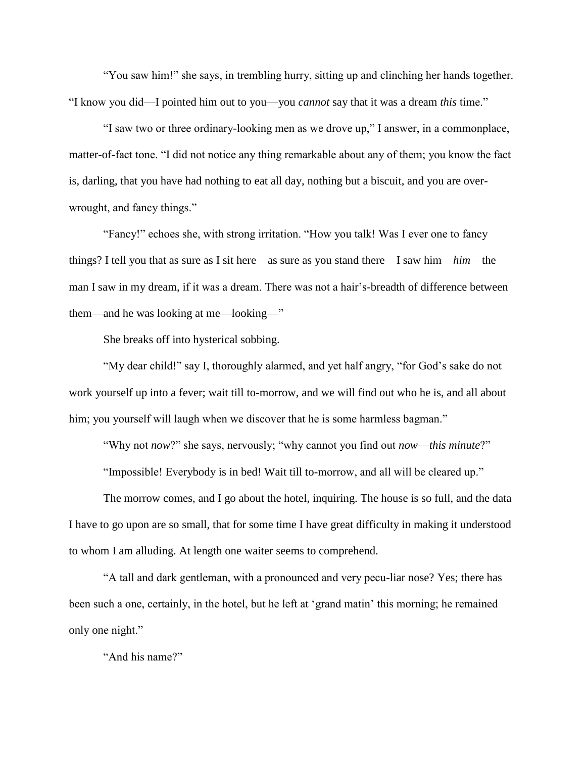"You saw him!" she says, in trembling hurry, sitting up and clinching her hands together. "I know you did—I pointed him out to you—you *cannot* say that it was a dream *this* time."

"I saw two or three ordinary-looking men as we drove up," I answer, in a commonplace, matter-of-fact tone. "I did not notice any thing remarkable about any of them; you know the fact is, darling, that you have had nothing to eat all day, nothing but a biscuit, and you are over-wrought, and fancy things."

"Fancy!" echoes she, with strong irritation. "How you talk! Was I ever one to fancy things? I tell you that as sure as I sit here—as sure as you stand there—I saw him—*him*—the man I saw in my dream, if it was a dream. There was not a hair's-breadth of difference between them—and he was looking at me—looking—"

She breaks off into hysterical sobbing.

"My dear child!" say I, thoroughly alarmed, and yet half angry, "for God's sake do not work yourself up into a fever; wait till to-morrow, and we will find out who he is, and all about him; you yourself will laugh when we discover that he is some harmless bagman."

"Why not *now*?" she says, nervously; "why cannot you find out *now*—*this minute*?"

"Impossible! Everybody is in bed! Wait till to-morrow, and all will be cleared up."

The morrow comes, and I go about the hotel, inquiring. The house is so full, and the data I have to go upon are so small, that for some time I have great difficulty in making it understood to whom I am alluding. At length one waiter seems to comprehend.

"A tall and dark gentleman, with a pronounced and very pecu-liar nose? Yes; there has been such a one, certainly, in the hotel, but he left at 'grand matin' this morning; he remained only one night."

"And his name?"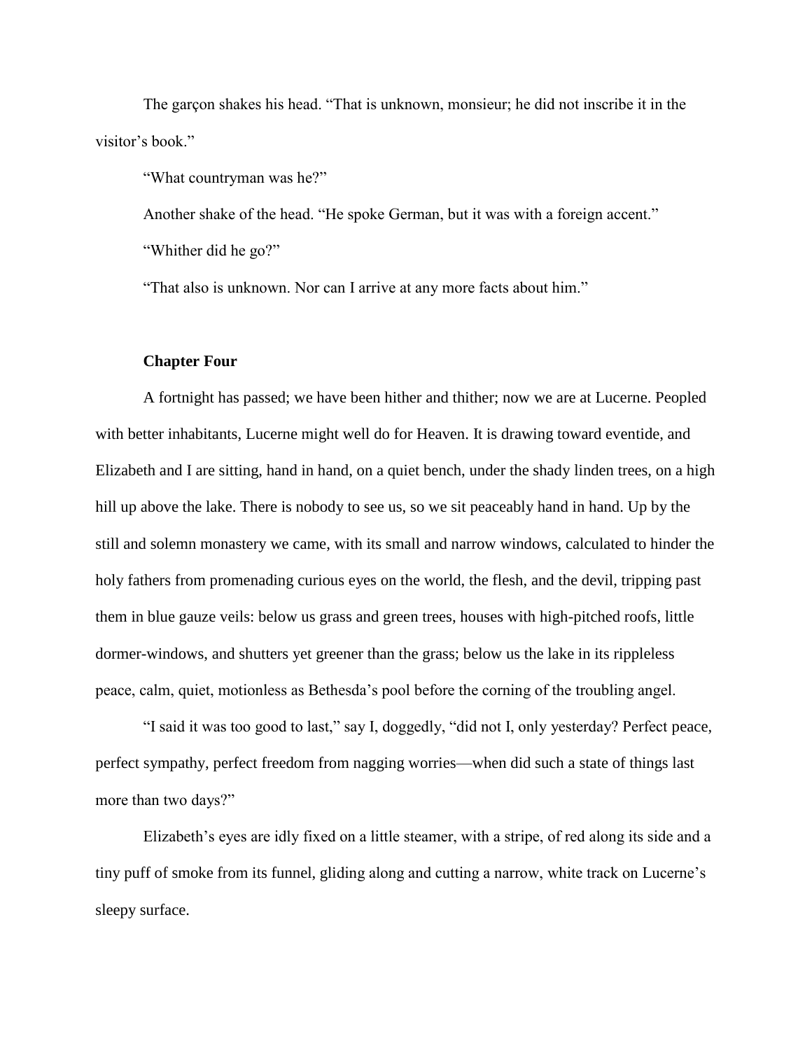The garçon shakes his head. "That is unknown, monsieur; he did not inscribe it in the visitor's book."

"What countryman was he?"

Another shake of the head. "He spoke German, but it was with a foreign accent."

"Whither did he go?"

"That also is unknown. Nor can I arrive at any more facts about him."

## Chapter Four

A fortnight has passed; we have been hither and thither; now we are at Lucerne. Peopled with better inhabitants, Lucerne might well do for Heaven. It is drawing toward eventide, and Elizabeth and I are sitting, hand in hand, on a quiet bench, under the shady linden trees, on a high hill up above the lake. There is nobody to see us, so we sit peaceably hand in hand. Up by the still and solemn monastery we came, with its small and narrow windows, calculated to hinder the holy fathers from promenading curious eyes on the world, the flesh, and the devil, tripping past them in blue gauze veils: below us grass and green trees, houses with high-pitched roofs, little dormer-windows, and shutters yet greener than the grass; below us the lake in its rippleless peace, calm, quiet, motionless as Bethesda's pool before the corning of the troubling angel.

"I said it was too good to last," say I, doggedly, "did not I, only yesterday? Perfect peace, perfect sympathy, perfect freedom from nagging worries—when did such a state of things last more than two days?"

Elizabeth's eyes are idly fixed on a little steamer, with a stripe, of red along its side and a tiny puff of smoke from its funnel, gliding along and cutting a narrow, white track on Lucerne's sleepy surface.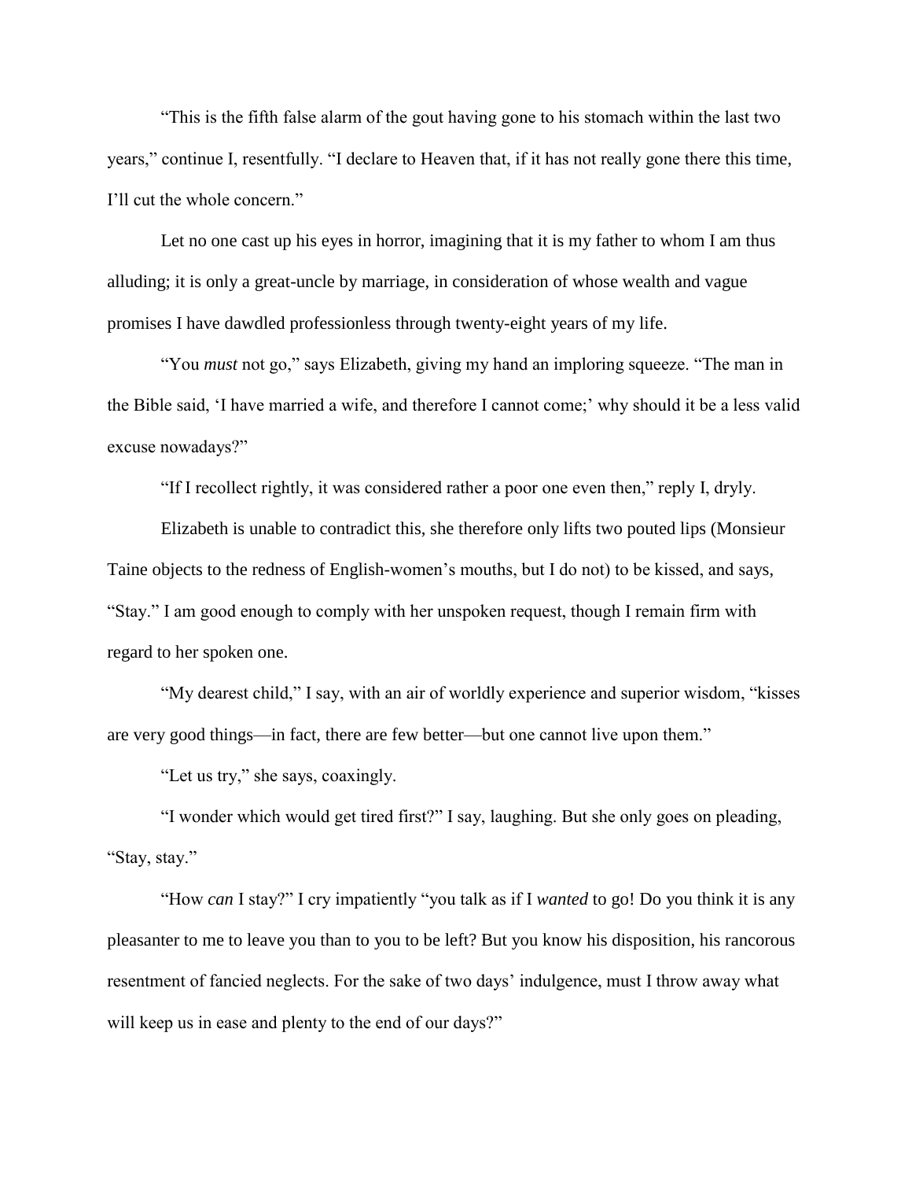"This is the fifth false alarm of the gout having gone to his stomach within the last two years," continue I, resentfully. "I declare to Heaven that, if it has not really gone there this time, I'll cut the whole concern."

Let no one cast up his eyes in horror, imagining that it is my father to whom I am thus alluding; it is only a great-uncle by marriage, in consideration of whose wealth and vague promises I have dawdled professionless through twenty-eight years of my life.

"You *must* not go," says Elizabeth, giving my hand an imploring squeeze. "The man in the Bible said, 'I have married a wife, and therefore I cannot come;' why should it be a less valid excuse nowadays?"

"If I recollect rightly, it was considered rather a poor one even then," reply I, dryly.

Elizabeth is unable to contradict this, she therefore only lifts two pouted lips (Monsieur Taine objects to the redness of English-women's mouths, but I do not) to be kissed, and says, "Stay." I am good enough to comply with her unspoken request, though I remain firm with regard to her spoken one.

"My dearest child," I say, with an air of worldly experience and superior wisdom, "kisses are very good things—in fact, there are few better—but one cannot live upon them."

"Let us try," she says, coaxingly.

"I wonder which would get tired first?" I say, laughing. But she only goes on pleading, "Stay, stay."

"How *can* I stay?" I cry impatiently "you talk as if I *wanted* to go! Do you think it is any pleasanter to me to leave you than to you to be left? But you know his disposition, his rancorous resentment of fancied neglects. For the sake of two days' indulgence, must I throw away what will keep us in ease and plenty to the end of our days?"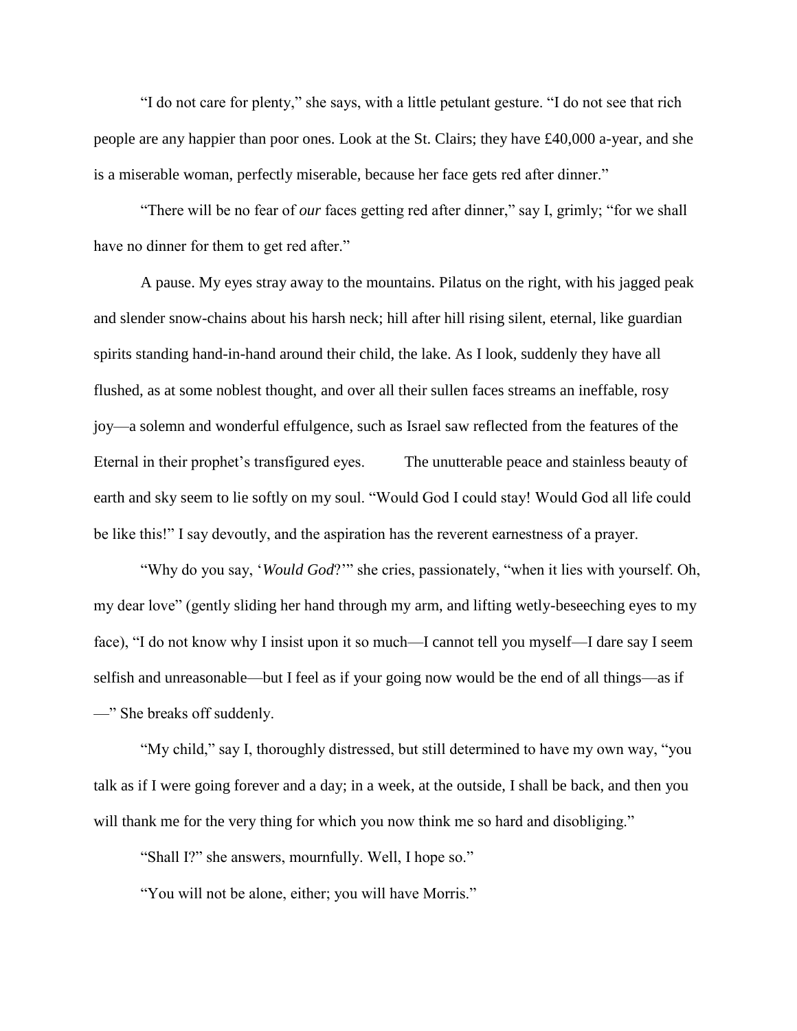"I do not care for plenty," she says, with a little petulant gesture. "I do not see that rich people are any happier than poor ones. Look at the St. Clairs; they have £40,000 a-year, and she is a miserable woman, perfectly miserable, because her face gets red after dinner."

"There will be no fear of *our* faces getting red after dinner," say I, grimly; "for we shall have no dinner for them to get red after."

A pause. My eyes stray away to the mountains. Pilatus on the right, with his jagged peak and slender snow-chains about his harsh neck; hill after hill rising silent, eternal, like guardian spirits standing hand-in-hand around their child, the lake. As I look, suddenly they have all flushed, as at some noblest thought, and over all their sullen faces streams an ineffable, rosy joy—a solemn and wonderful effulgence, such as Israel saw reflected from the features of the Eternal in their prophet's transfigured eyes. The unutterable peace and stainless beauty of earth and sky seem to lie softly on my soul. "Would God I could stay! Would God all life could be like this!" I say devoutly, and the aspiration has the reverent earnestness of a prayer.

"Why do you say, '*Would God*?'" she cries, passionately, "when it lies with yourself. Oh, my dear love" (gently sliding her hand through my arm, and lifting wetly-beseeching eyes to my face), "I do not know why I insist upon it so much—I cannot tell you myself—I dare say I seem selfish and unreasonable—but I feel as if your going now would be the end of all things—as if —" She breaks off suddenly.

"My child," say I, thoroughly distressed, but still determined to have my own way, "you talk as if I were going forever and a day; in a week, at the outside, I shall be back, and then you will thank me for the very thing for which you now think me so hard and disobliging."

"Shall I?" she answers, mournfully. Well, I hope so."

"You will not be alone, either; you will have Morris."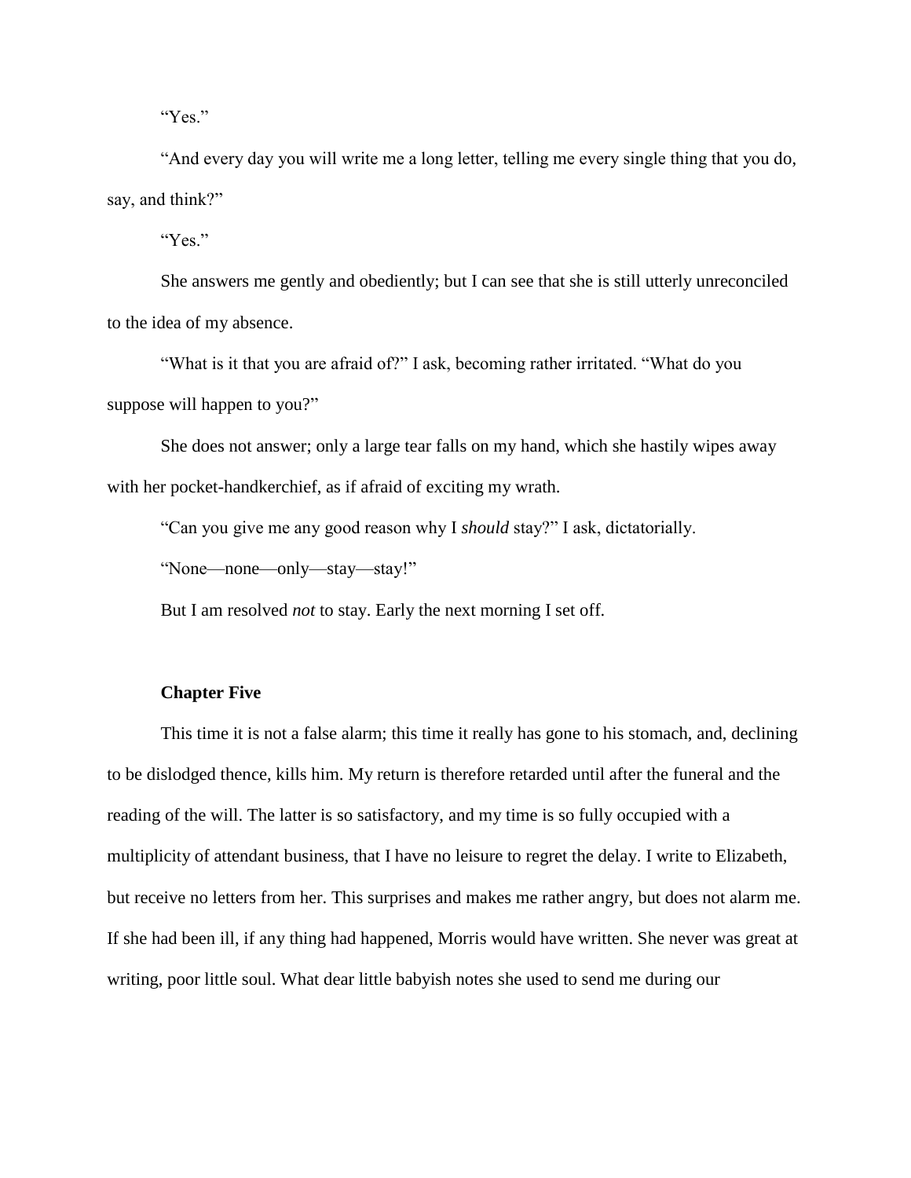"Yes."

"And every day you will write me a long letter, telling me every single thing that you do, say, and think?"

"Yes."

She answers me gently and obediently; but I can see that she is still utterly unreconciled to the idea of my absence.

"What is it that you are afraid of?" I ask, becoming rather irritated. "What do you suppose will happen to you?"

She does not answer; only a large tear falls on my hand, which she hastily wipes away with her pocket-handkerchief, as if afraid of exciting my wrath.

"Can you give me any good reason why I *should* stay?" I ask, dictatorially.

"None—none—only—stay—stay!"

But I am resolved *not* to stay. Early the next morning I set off.

## Chapter Five

This time it is not a false alarm; this time it really has gone to his stomach, and, declining to be dislodged thence, kills him. My return is therefore retarded until after the funeral and the reading of the will. The latter is so satisfactory, and my time is so fully occupied with a multiplicity of attendant business, that I have no leisure to regret the delay. I write to Elizabeth, but receive no letters from her. This surprises and makes me rather angry, but does not alarm me. If she had been ill, if any thing had happened, Morris would have written. She never was great at writing, poor little soul. What dear little babyish notes she used to send me during our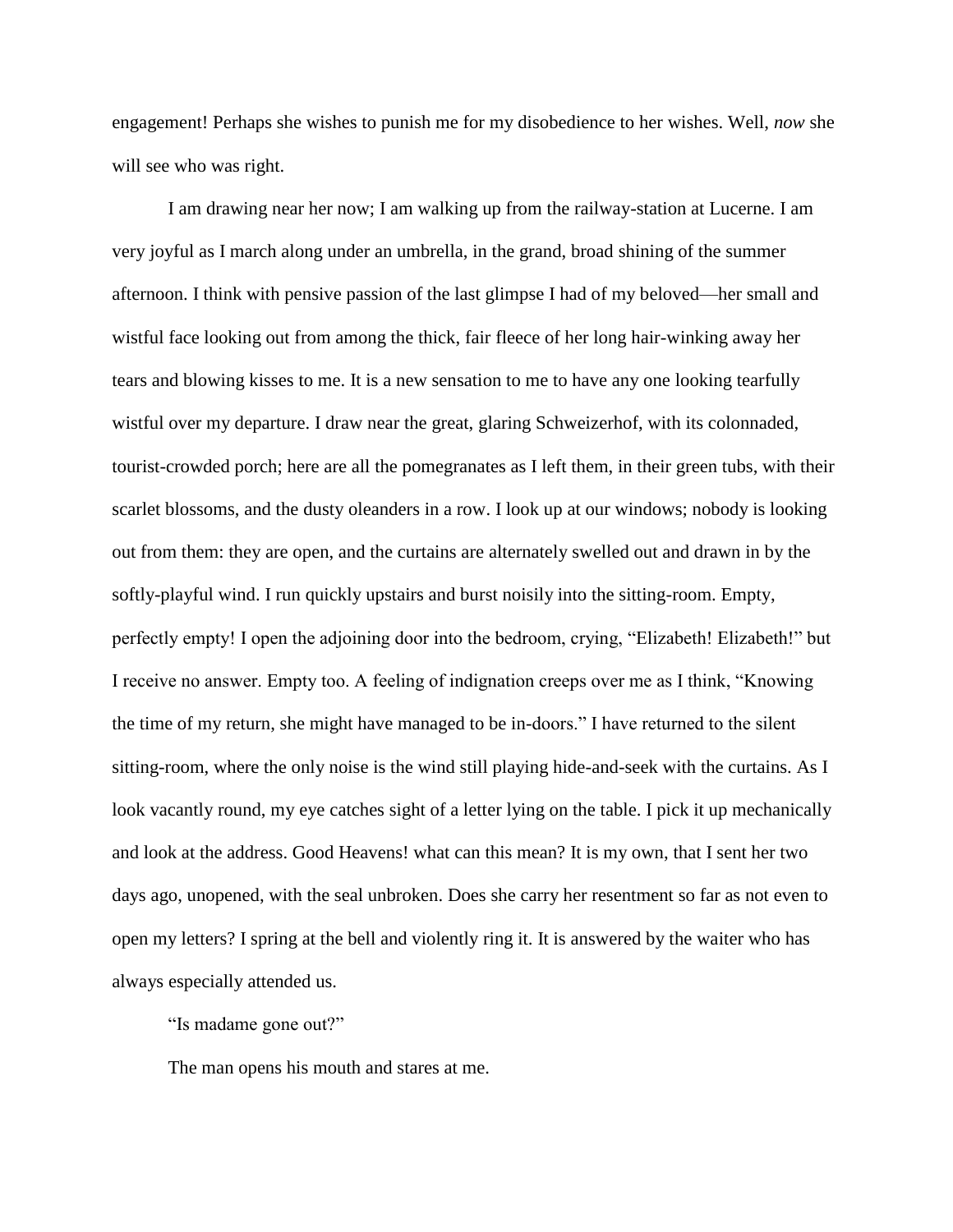engagement! Perhaps she wishes to punish me for my disobedience to her wishes. Well, *now* she will see who was right.

I am drawing near her now; I am walking up from the railway-station at Lucerne. I am very joyful as I march along under an umbrella, in the grand, broad shining of the summer afternoon. I think with pensive passion of the last glimpse I had of my beloved—her small and wistful face looking out from among the thick, fair fleece of her long hair-winking away her tears and blowing kisses to me. It is a new sensation to me to have any one looking tearfully wistful over my departure. I draw near the great, glaring Schweizerhof, with its colonnaded, tourist-crowded porch; here are all the pomegranates as I left them, in their green tubs, with their scarlet blossoms, and the dusty oleanders in a row. I look up at our windows; nobody is looking out from them: they are open, and the curtains are alternately swelled out and drawn in by the softly-playful wind. I run quickly upstairs and burst noisily into the sitting-room. Empty, perfectly empty! I open the adjoining door into the bedroom, crying, "Elizabeth! Elizabeth!" but I receive no answer. Empty too. A feeling of indignation creeps over me as I think, "Knowing the time of my return, she might have managed to be in-doors." I have returned to the silent sitting-room, where the only noise is the wind still playing hide-and-seek with the curtains. As I look vacantly round, my eye catches sight of a letter lying on the table. I pick it up mechanically and look at the address. Good Heavens! what can this mean? It is my own, that I sent her two days ago, unopened, with the seal unbroken. Does she carry her resentment so far as not even to open my letters? I spring at the bell and violently ring it. It is answered by the waiter who has always especially attended us.

"Is madame gone out?"

The man opens his mouth and stares at me.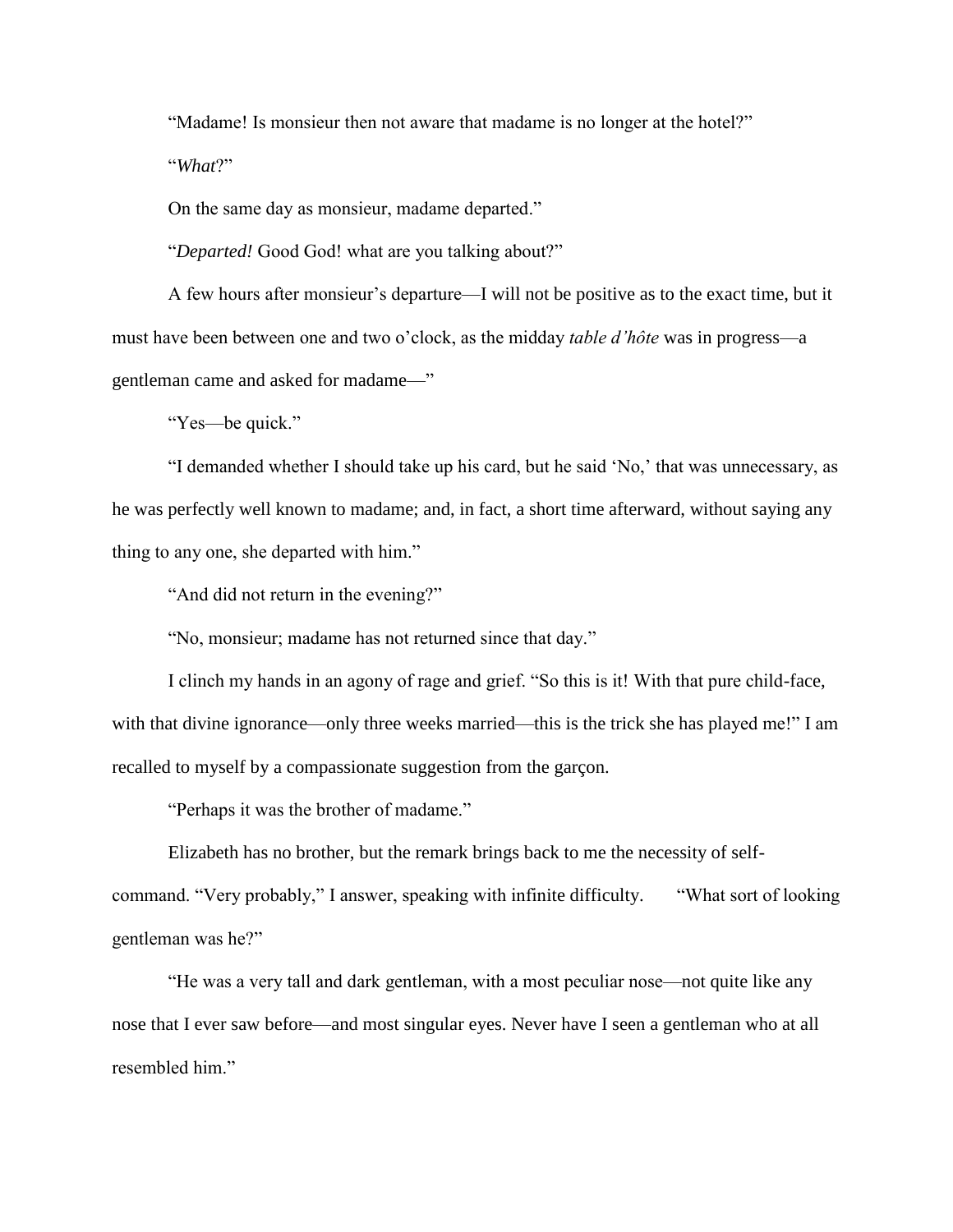"Madame! Is monsieur then not aware that madame is no longer at the hotel?"

"*What*?"

On the same day as monsieur, madame departed."

"*Departed!* Good God! what are you talking about?"

A few hours after monsieur's departure—I will not be positive as to the exact time, but it must have been between one and two o'clock, as the midday *table d'hôte* was in progress—a gentleman came and asked for madame—"

"Yes—be quick."

"I demanded whether I should take up his card, but he said 'No,' that was unnecessary, as he was perfectly well known to madame; and, in fact, a short time afterward, without saying any thing to any one, she departed with him."

"And did not return in the evening?"

"No, monsieur; madame has not returned since that day."

I clinch my hands in an agony of rage and grief. "So this is it! With that pure child-face, with that divine ignorance—only three weeks married—this is the trick she has played me!" I am recalled to myself by a compassionate suggestion from the garçon.

"Perhaps it was the brother of madame."

Elizabeth has no brother, but the remark brings back to me the necessity of self-command. "Very probably," I answer, speaking with infinite difficulty. "What sort of looking gentleman was he?"

"He was a very tall and dark gentleman, with a most peculiar nose—not quite like any nose that I ever saw before—and most singular eyes. Never have I seen a gentleman who at all resembled him."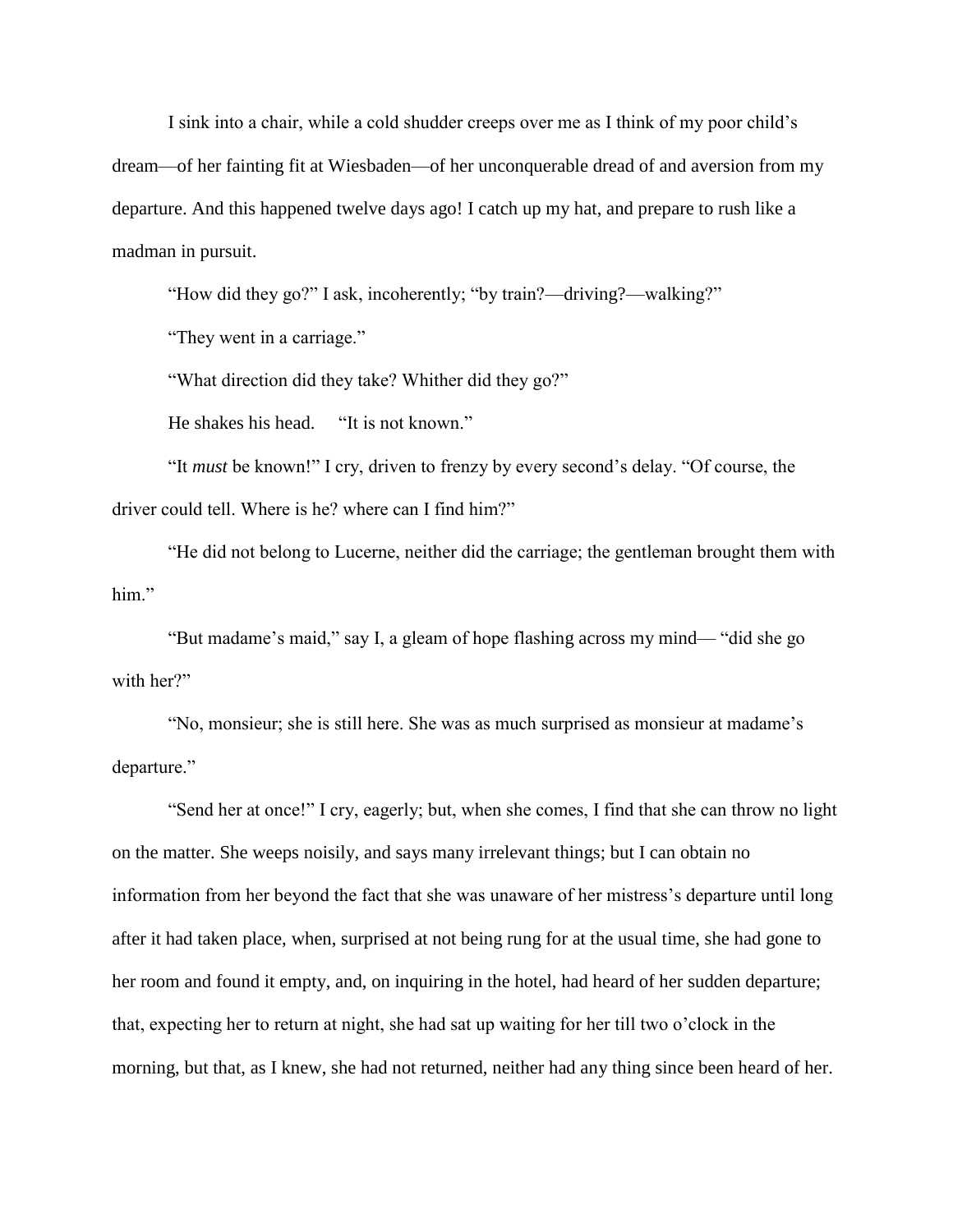I sink into a chair, while a cold shudder creeps over me as I think of my poor child's dream—of her fainting fit at Wiesbaden—of her unconquerable dread of and aversion from my departure. And this happened twelve days ago! I catch up my hat, and prepare to rush like a madman in pursuit.

"How did they go?" I ask, incoherently; "by train?—driving?—walking?"

"They went in a carriage."

"What direction did they take? Whither did they go?"

He shakes his head. "It is not known."

"It *must* be known!" I cry, driven to frenzy by every second's delay. "Of course, the driver could tell. Where is he? where can I find him?"

"He did not belong to Lucerne, neither did the carriage; the gentleman brought them with him."

"But madame's maid," say I, a gleam of hope flashing across my mind— "did she go with her?"

"No, monsieur; she is still here. She was as much surprised as monsieur at madame's departure."

"Send her at once!" I cry, eagerly; but, when she comes, I find that she can throw no light on the matter. She weeps noisily, and says many irrelevant things; but I can obtain no information from her beyond the fact that she was unaware of her mistress's departure until long after it had taken place, when, surprised at not being rung for at the usual time, she had gone to her room and found it empty, and, on inquiring in the hotel, had heard of her sudden departure; that, expecting her to return at night, she had sat up waiting for her till two o'clock in the morning, but that, as I knew, she had not returned, neither had any thing since been heard of her.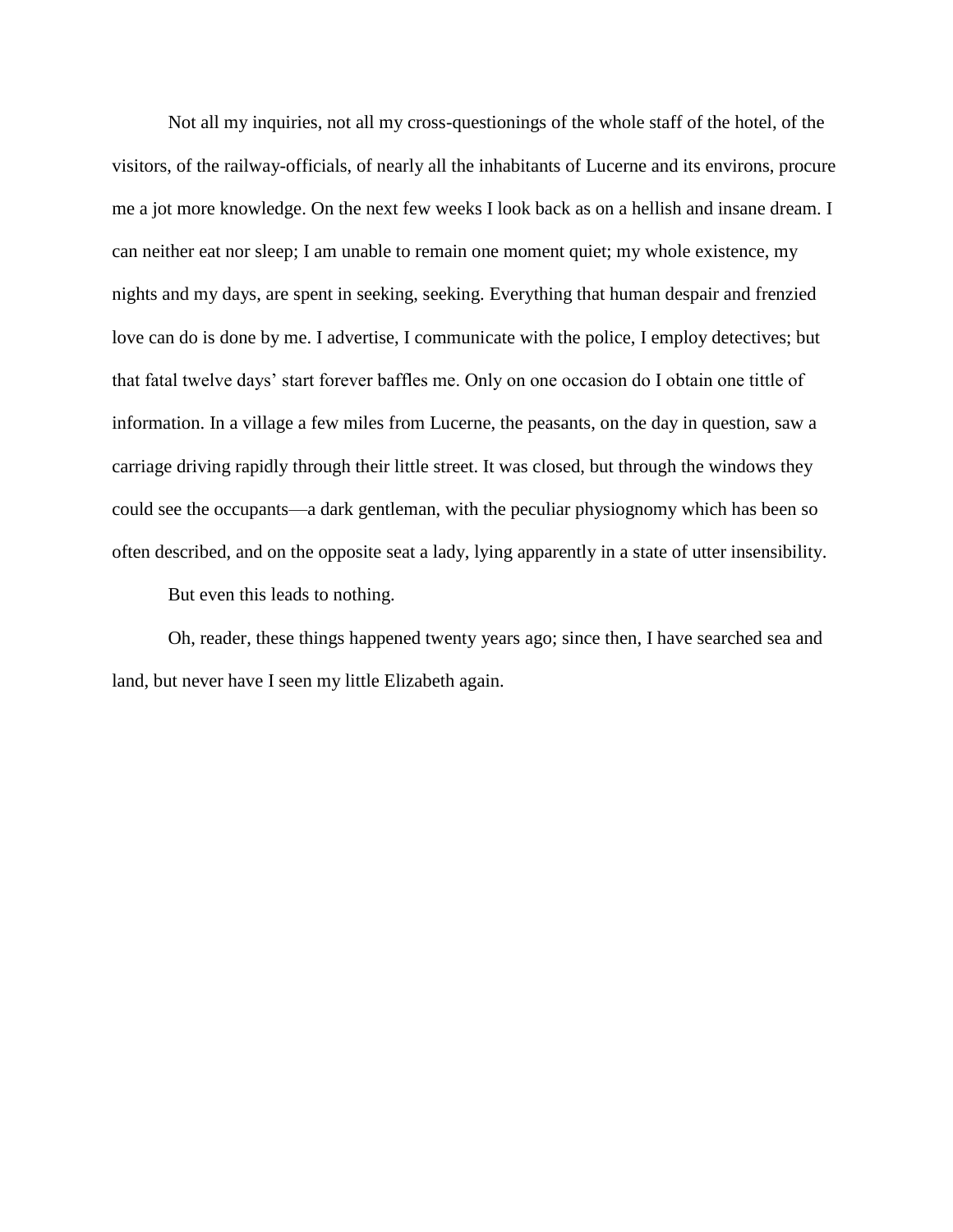Not all my inquiries, not all my cross-questionings of the whole staff of the hotel, of the visitors, of the railway-officials, of nearly all the inhabitants of Lucerne and its environs, procure me a jot more knowledge. On the next few weeks I look back as on a hellish and insane dream. I can neither eat nor sleep; I am unable to remain one moment quiet; my whole existence, my nights and my days, are spent in seeking, seeking. Everything that human despair and frenzied love can do is done by me. I advertise, I communicate with the police, I employ detectives; but that fatal twelve days' start forever baffles me. Only on one occasion do I obtain one tittle of information. In a village a few miles from Lucerne, the peasants, on the day in question, saw a carriage driving rapidly through their little street. It was closed, but through the windows they could see the occupants—a dark gentleman, with the peculiar physiognomy which has been so often described, and on the opposite seat a lady, lying apparently in a state of utter insensibility.

But even this leads to nothing.

Oh, reader, these things happened twenty years ago; since then, I have searched sea and land, but never have I seen my little Elizabeth again.